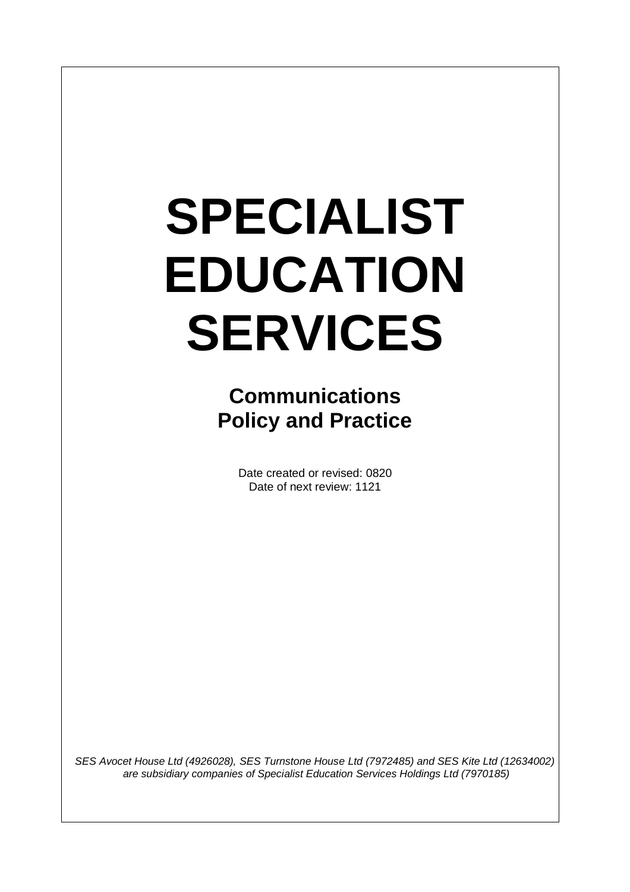# SPECIALIST EDUCATION SERVICES

## Communications Policy and Practice

Date created or revised: 0820
Date of next review: 1121

*SES Avocet House Ltd (4926028), SES Turnstone House Ltd (7972485) and SES Kite Ltd (12634002) are subsidiary companies of Specialist Education Services Holdings Ltd (7970185)*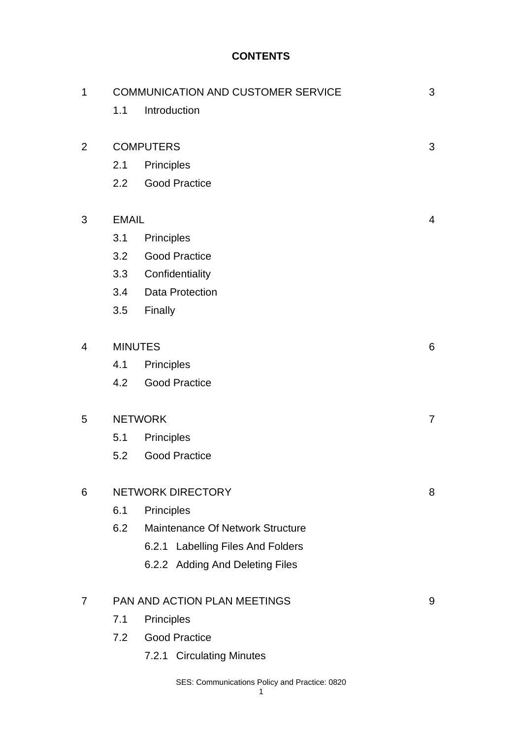**CONTENTS**

| | | |
|---|---|---|
| 1 | COMMUNICATION AND CUSTOMER SERVICE | 3 |
| | 1.1 Introduction | |
| 2 | COMPUTERS | 3 |
| | 2.1 Principles | |
| | 2.2 Good Practice | |
| 3 | EMAIL | 4 |
| | 3.1 Principles | |
| | 3.2 Good Practice | |
| | 3.3 Confidentiality | |
| | 3.4 Data Protection | |
| | 3.5 Finally | |
| 4 | MINUTES | 6 |
| | 4.1 Principles | |
| | 4.2 Good Practice | |
| 5 | NETWORK | 7 |
| | 5.1 Principles | |
| | 5.2 Good Practice | |
| 6 | NETWORK DIRECTORY | 8 |
| | 6.1 Principles | |
| | 6.2 Maintenance Of Network Structure | |
| | 6.2.1 Labelling Files And Folders | |
| | 6.2.2 Adding And Deleting Files | |
| 7 | PAN AND ACTION PLAN MEETINGS | 9 |
| | 7.1 Principles | |
| | 7.2 Good Practice | |
| | 7.2.1 Circulating Minutes | |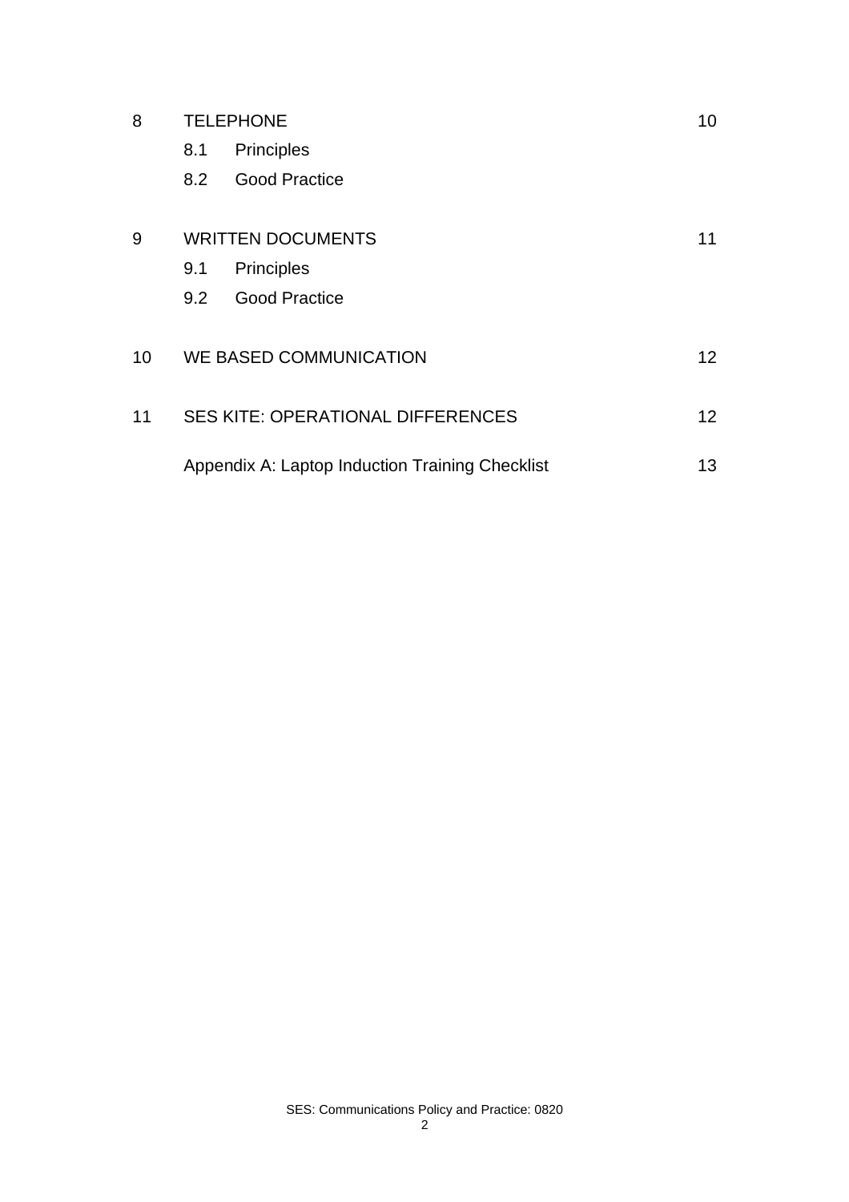| | | | |
|---|---|---|---|
| 8 | TELEPHONE | | 10 |
| | 8.1 | Principles | |
| | 8.2 | Good Practice | |
| 9 | WRITTEN DOCUMENTS | | 11 |
| | 9.1 | Principles | |
| | 9.2 | Good Practice | |
| 10 | WE BASED COMMUNICATION | | 12 |
| 11 | SES KITE: OPERATIONAL DIFFERENCES | | 12 |
| | Appendix A: Laptop Induction Training Checklist | | 13 |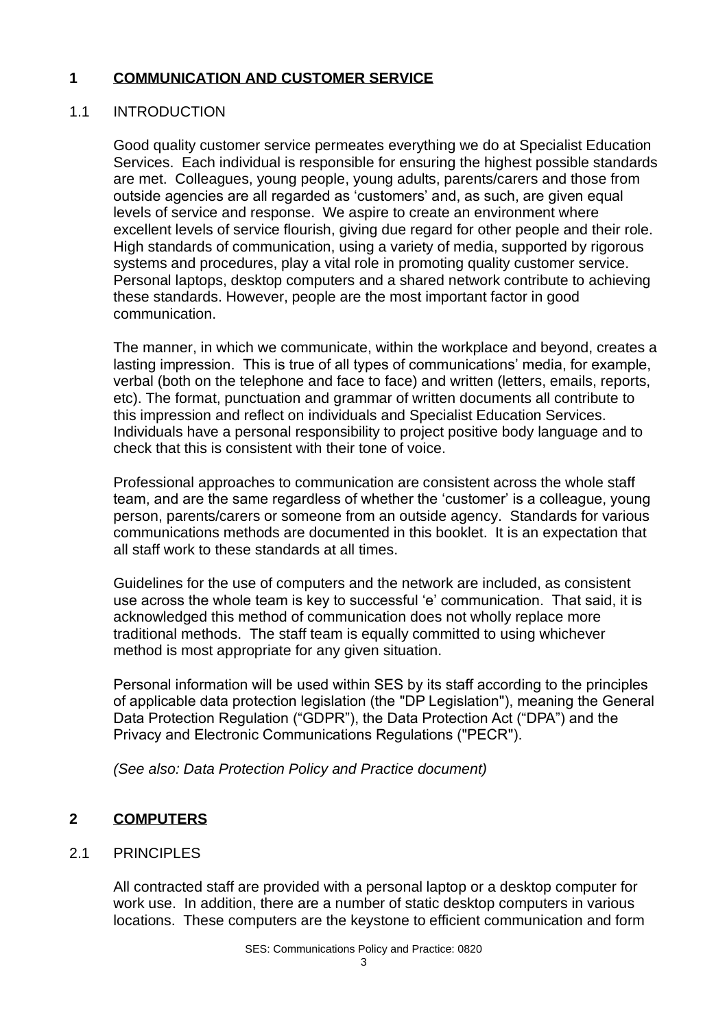## 1 COMMUNICATION AND CUSTOMER SERVICE

### 1.1 INTRODUCTION

Good quality customer service permeates everything we do at Specialist Education Services. Each individual is responsible for ensuring the highest possible standards are met. Colleagues, young people, young adults, parents/carers and those from outside agencies are all regarded as 'customers' and, as such, are given equal levels of service and response. We aspire to create an environment where excellent levels of service flourish, giving due regard for other people and their role. High standards of communication, using a variety of media, supported by rigorous systems and procedures, play a vital role in promoting quality customer service. Personal laptops, desktop computers and a shared network contribute to achieving these standards. However, people are the most important factor in good communication.

The manner, in which we communicate, within the workplace and beyond, creates a lasting impression. This is true of all types of communications' media, for example, verbal (both on the telephone and face to face) and written (letters, emails, reports, etc). The format, punctuation and grammar of written documents all contribute to this impression and reflect on individuals and Specialist Education Services. Individuals have a personal responsibility to project positive body language and to check that this is consistent with their tone of voice.

Professional approaches to communication are consistent across the whole staff team, and are the same regardless of whether the 'customer' is a colleague, young person, parents/carers or someone from an outside agency. Standards for various communications methods are documented in this booklet. It is an expectation that all staff work to these standards at all times.

Guidelines for the use of computers and the network are included, as consistent use across the whole team is key to successful 'e' communication. That said, it is acknowledged this method of communication does not wholly replace more traditional methods. The staff team is equally committed to using whichever method is most appropriate for any given situation.

Personal information will be used within SES by its staff according to the principles of applicable data protection legislation (the "DP Legislation"), meaning the General Data Protection Regulation ("GDPR"), the Data Protection Act ("DPA") and the Privacy and Electronic Communications Regulations ("PECR").

*(See also: Data Protection Policy and Practice document)*

## 2 COMPUTERS

### 2.1 PRINCIPLES

All contracted staff are provided with a personal laptop or a desktop computer for work use. In addition, there are a number of static desktop computers in various locations. These computers are the keystone to efficient communication and form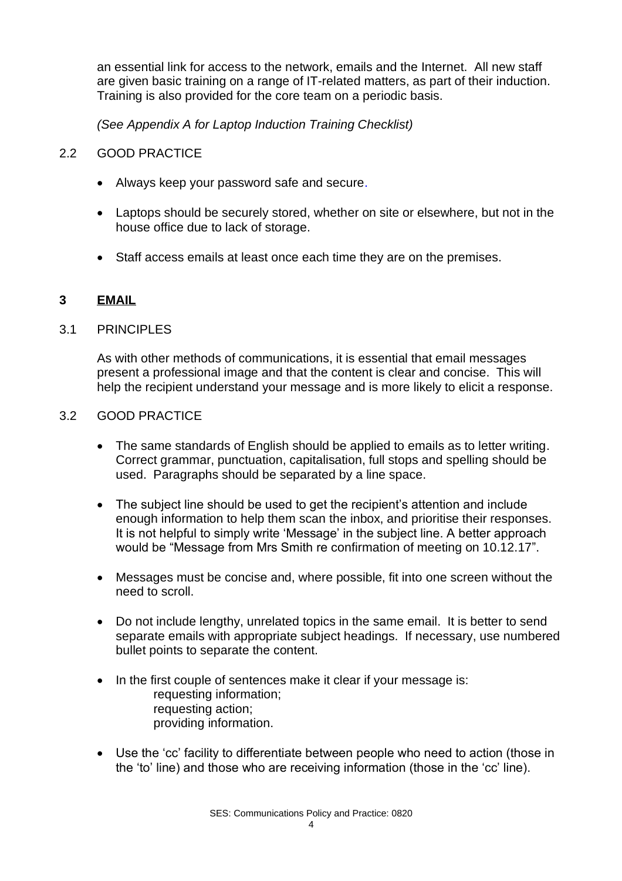an essential link for access to the network, emails and the Internet. All new staff are given basic training on a range of IT-related matters, as part of their induction. Training is also provided for the core team on a periodic basis.

*(See Appendix A for Laptop Induction Training Checklist)*

2.2 GOOD PRACTICE

- Always keep your password safe and secure.
- Laptops should be securely stored, whether on site or elsewhere, but not in the house office due to lack of storage.
- Staff access emails at least once each time they are on the premises.

## 3 EMAIL

3.1 PRINCIPLES

As with other methods of communications, it is essential that email messages present a professional image and that the content is clear and concise. This will help the recipient understand your message and is more likely to elicit a response.

3.2 GOOD PRACTICE

- The same standards of English should be applied to emails as to letter writing. Correct grammar, punctuation, capitalisation, full stops and spelling should be used. Paragraphs should be separated by a line space.
- The subject line should be used to get the recipient's attention and include enough information to help them scan the inbox, and prioritise their responses. It is not helpful to simply write 'Message' in the subject line. A better approach would be "Message from Mrs Smith re confirmation of meeting on 10.12.17".
- Messages must be concise and, where possible, fit into one screen without the need to scroll.
- Do not include lengthy, unrelated topics in the same email. It is better to send separate emails with appropriate subject headings. If necessary, use numbered bullet points to separate the content.
- In the first couple of sentences make it clear if your message is:
  - requesting information;
  - requesting action;
  - providing information.
- Use the 'cc' facility to differentiate between people who need to action (those in the 'to' line) and those who are receiving information (those in the 'cc' line).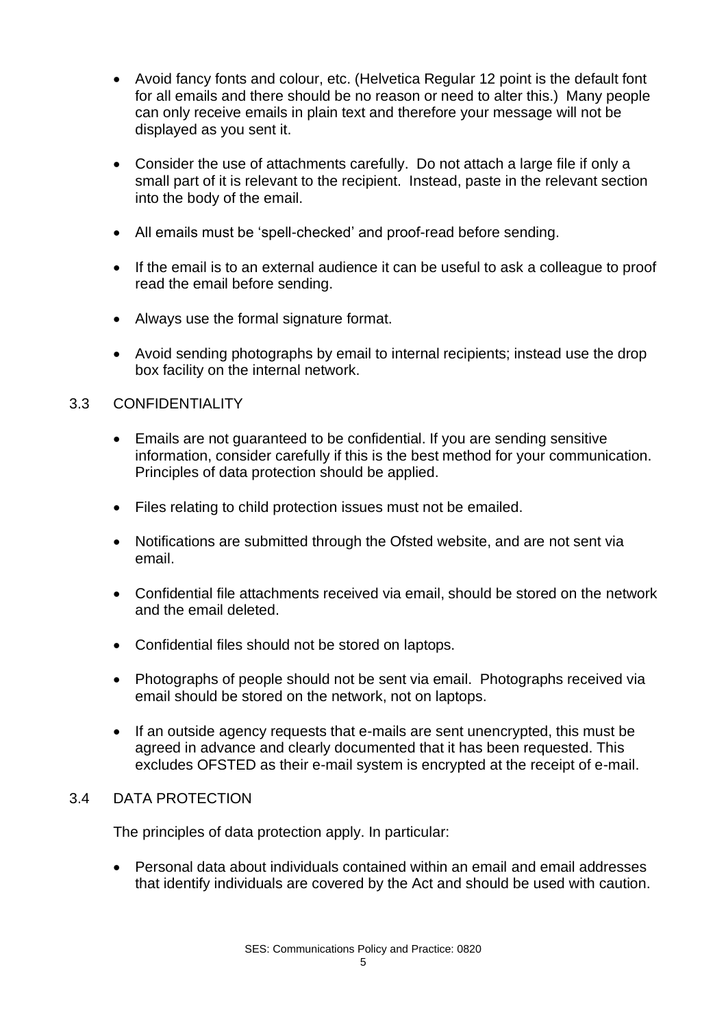- Avoid fancy fonts and colour, etc. (Helvetica Regular 12 point is the default font for all emails and there should be no reason or need to alter this.) Many people can only receive emails in plain text and therefore your message will not be displayed as you sent it.

- Consider the use of attachments carefully. Do not attach a large file if only a small part of it is relevant to the recipient. Instead, paste in the relevant section into the body of the email.

- All emails must be 'spell-checked' and proof-read before sending.

- If the email is to an external audience it can be useful to ask a colleague to proof read the email before sending.

- Always use the formal signature format.

- Avoid sending photographs by email to internal recipients; instead use the drop box facility on the internal network.

### 3.3 CONFIDENTIALITY

- Emails are not guaranteed to be confidential. If you are sending sensitive information, consider carefully if this is the best method for your communication. Principles of data protection should be applied.

- Files relating to child protection issues must not be emailed.

- Notifications are submitted through the Ofsted website, and are not sent via email.

- Confidential file attachments received via email, should be stored on the network and the email deleted.

- Confidential files should not be stored on laptops.

- Photographs of people should not be sent via email. Photographs received via email should be stored on the network, not on laptops.

- If an outside agency requests that e-mails are sent unencrypted, this must be agreed in advance and clearly documented that it has been requested. This excludes OFSTED as their e-mail system is encrypted at the receipt of e-mail.

### 3.4 DATA PROTECTION

The principles of data protection apply. In particular:

- Personal data about individuals contained within an email and email addresses that identify individuals are covered by the Act and should be used with caution.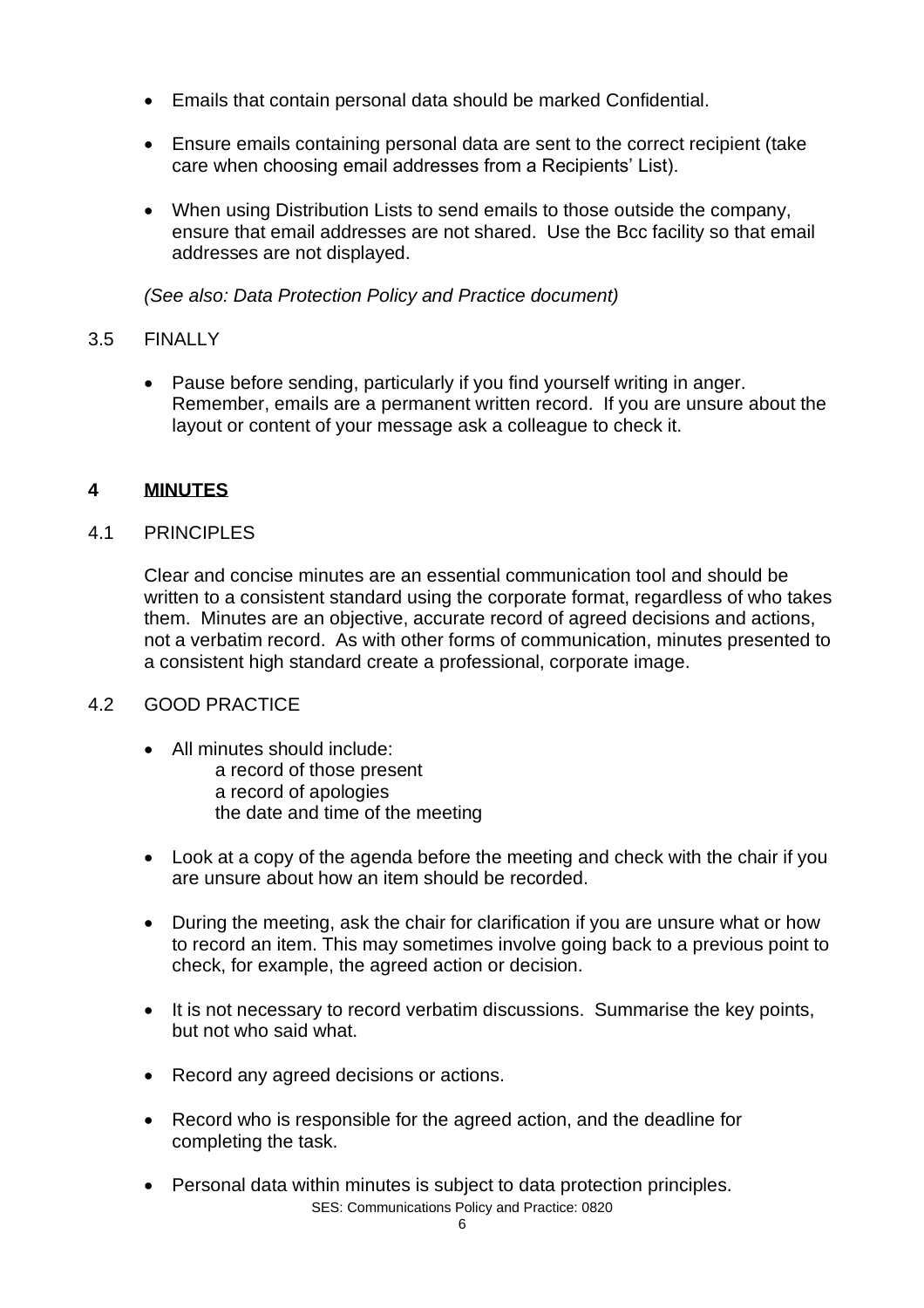- Emails that contain personal data should be marked Confidential.
- Ensure emails containing personal data are sent to the correct recipient (take care when choosing email addresses from a Recipients' List).
- When using Distribution Lists to send emails to those outside the company, ensure that email addresses are not shared. Use the Bcc facility so that email addresses are not displayed.

*(See also: Data Protection Policy and Practice document)*

### 3.5 FINALLY

- Pause before sending, particularly if you find yourself writing in anger. Remember, emails are a permanent written record. If you are unsure about the layout or content of your message ask a colleague to check it.

## 4 MINUTES

### 4.1 PRINCIPLES

Clear and concise minutes are an essential communication tool and should be written to a consistent standard using the corporate format, regardless of who takes them. Minutes are an objective, accurate record of agreed decisions and actions, not a verbatim record. As with other forms of communication, minutes presented to a consistent high standard create a professional, corporate image.

### 4.2 GOOD PRACTICE

- All minutes should include:
  - a record of those present
  - a record of apologies
  - the date and time of the meeting
- Look at a copy of the agenda before the meeting and check with the chair if you are unsure about how an item should be recorded.
- During the meeting, ask the chair for clarification if you are unsure what or how to record an item. This may sometimes involve going back to a previous point to check, for example, the agreed action or decision.
- It is not necessary to record verbatim discussions. Summarise the key points, but not who said what.
- Record any agreed decisions or actions.
- Record who is responsible for the agreed action, and the deadline for completing the task.
- Personal data within minutes is subject to data protection principles.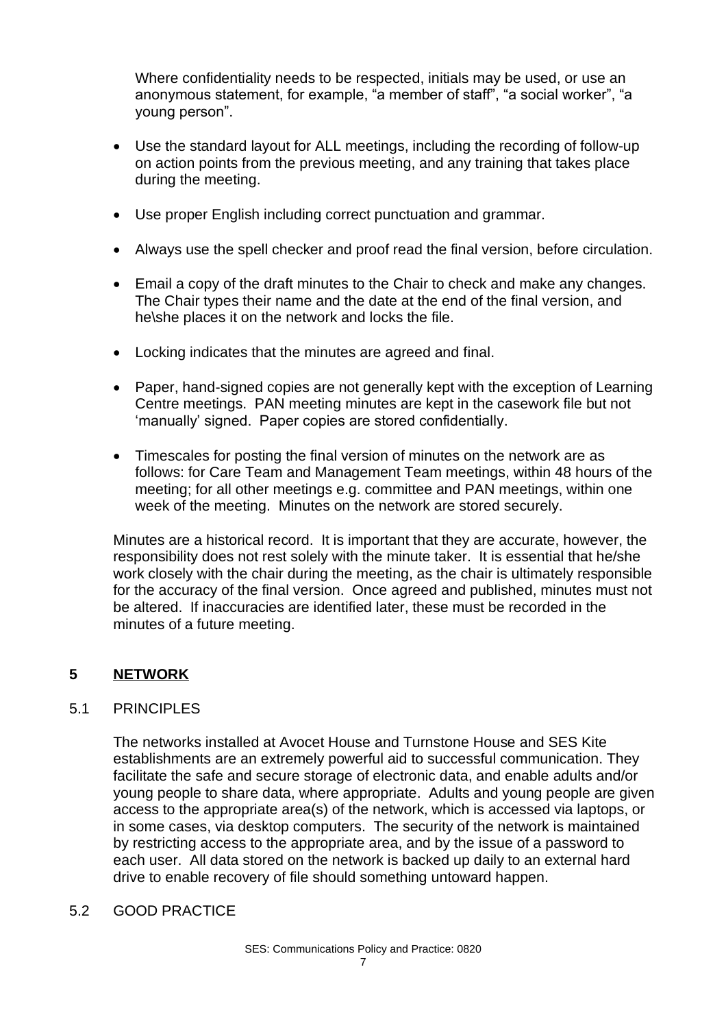Where confidentiality needs to be respected, initials may be used, or use an anonymous statement, for example, "a member of staff", "a social worker", "a young person".

- Use the standard layout for ALL meetings, including the recording of follow-up on action points from the previous meeting, and any training that takes place during the meeting.
- Use proper English including correct punctuation and grammar.
- Always use the spell checker and proof read the final version, before circulation.
- Email a copy of the draft minutes to the Chair to check and make any changes. The Chair types their name and the date at the end of the final version, and he\she places it on the network and locks the file.
- Locking indicates that the minutes are agreed and final.
- Paper, hand-signed copies are not generally kept with the exception of Learning Centre meetings. PAN meeting minutes are kept in the casework file but not 'manually' signed. Paper copies are stored confidentially.
- Timescales for posting the final version of minutes on the network are as follows: for Care Team and Management Team meetings, within 48 hours of the meeting; for all other meetings e.g. committee and PAN meetings, within one week of the meeting. Minutes on the network are stored securely.

Minutes are a historical record. It is important that they are accurate, however, the responsibility does not rest solely with the minute taker. It is essential that he/she work closely with the chair during the meeting, as the chair is ultimately responsible for the accuracy of the final version. Once agreed and published, minutes must not be altered. If inaccuracies are identified later, these must be recorded in the minutes of a future meeting.

## 5 NETWORK

### 5.1 PRINCIPLES

The networks installed at Avocet House and Turnstone House and SES Kite establishments are an extremely powerful aid to successful communication. They facilitate the safe and secure storage of electronic data, and enable adults and/or young people to share data, where appropriate. Adults and young people are given access to the appropriate area(s) of the network, which is accessed via laptops, or in some cases, via desktop computers. The security of the network is maintained by restricting access to the appropriate area, and by the issue of a password to each user. All data stored on the network is backed up daily to an external hard drive to enable recovery of file should something untoward happen.

### 5.2 GOOD PRACTICE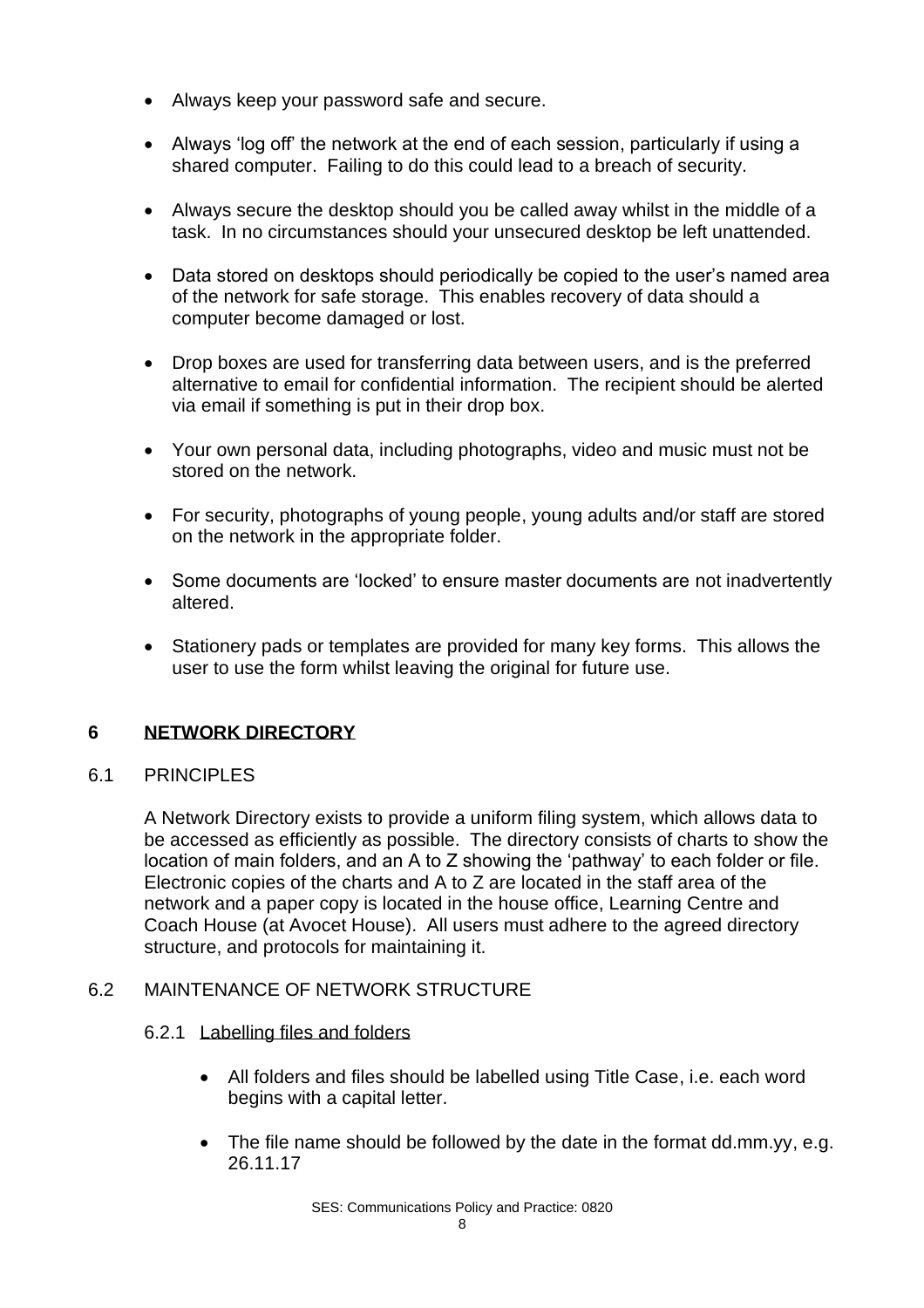- Always keep your password safe and secure.
- Always 'log off' the network at the end of each session, particularly if using a shared computer. Failing to do this could lead to a breach of security.
- Always secure the desktop should you be called away whilst in the middle of a task. In no circumstances should your unsecured desktop be left unattended.
- Data stored on desktops should periodically be copied to the user's named area of the network for safe storage. This enables recovery of data should a computer become damaged or lost.
- Drop boxes are used for transferring data between users, and is the preferred alternative to email for confidential information. The recipient should be alerted via email if something is put in their drop box.
- Your own personal data, including photographs, video and music must not be stored on the network.
- For security, photographs of young people, young adults and/or staff are stored on the network in the appropriate folder.
- Some documents are 'locked' to ensure master documents are not inadvertently altered.
- Stationery pads or templates are provided for many key forms. This allows the user to use the form whilst leaving the original for future use.

## 6 NETWORK DIRECTORY

### 6.1 PRINCIPLES

A Network Directory exists to provide a uniform filing system, which allows data to be accessed as efficiently as possible. The directory consists of charts to show the location of main folders, and an A to Z showing the 'pathway' to each folder or file. Electronic copies of the charts and A to Z are located in the staff area of the network and a paper copy is located in the house office, Learning Centre and Coach House (at Avocet House). All users must adhere to the agreed directory structure, and protocols for maintaining it.

### 6.2 MAINTENANCE OF NETWORK STRUCTURE

#### 6.2.1 Labelling files and folders

- All folders and files should be labelled using Title Case, i.e. each word begins with a capital letter.
- The file name should be followed by the date in the format dd.mm.yy, e.g. 26.11.17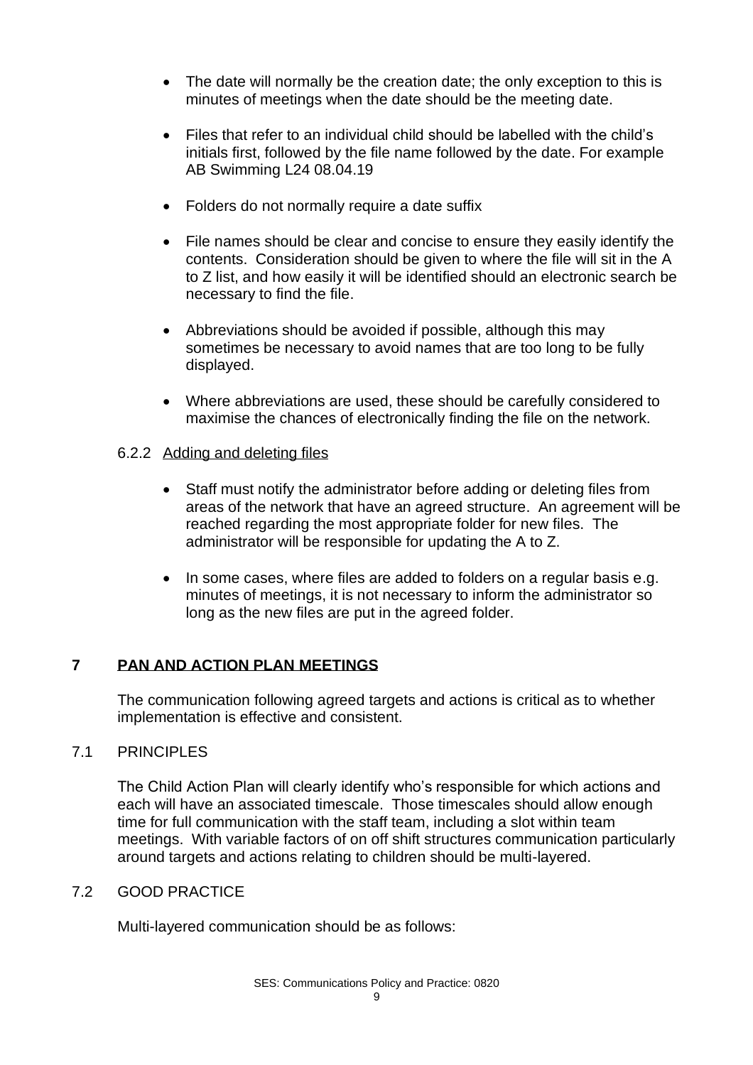- The date will normally be the creation date; the only exception to this is minutes of meetings when the date should be the meeting date.
- Files that refer to an individual child should be labelled with the child's initials first, followed by the file name followed by the date. For example AB Swimming L24 08.04.19
- Folders do not normally require a date suffix
- File names should be clear and concise to ensure they easily identify the contents. Consideration should be given to where the file will sit in the A to Z list, and how easily it will be identified should an electronic search be necessary to find the file.
- Abbreviations should be avoided if possible, although this may sometimes be necessary to avoid names that are too long to be fully displayed.
- Where abbreviations are used, these should be carefully considered to maximise the chances of electronically finding the file on the network.

#### 6.2.2 Adding and deleting files

- Staff must notify the administrator before adding or deleting files from areas of the network that have an agreed structure. An agreement will be reached regarding the most appropriate folder for new files. The administrator will be responsible for updating the A to Z.
- In some cases, where files are added to folders on a regular basis e.g. minutes of meetings, it is not necessary to inform the administrator so long as the new files are put in the agreed folder.

## 7 PAN AND ACTION PLAN MEETINGS

The communication following agreed targets and actions is critical as to whether implementation is effective and consistent.

### 7.1 PRINCIPLES

The Child Action Plan will clearly identify who's responsible for which actions and each will have an associated timescale. Those timescales should allow enough time for full communication with the staff team, including a slot within team meetings. With variable factors of on off shift structures communication particularly around targets and actions relating to children should be multi-layered.

### 7.2 GOOD PRACTICE

Multi-layered communication should be as follows: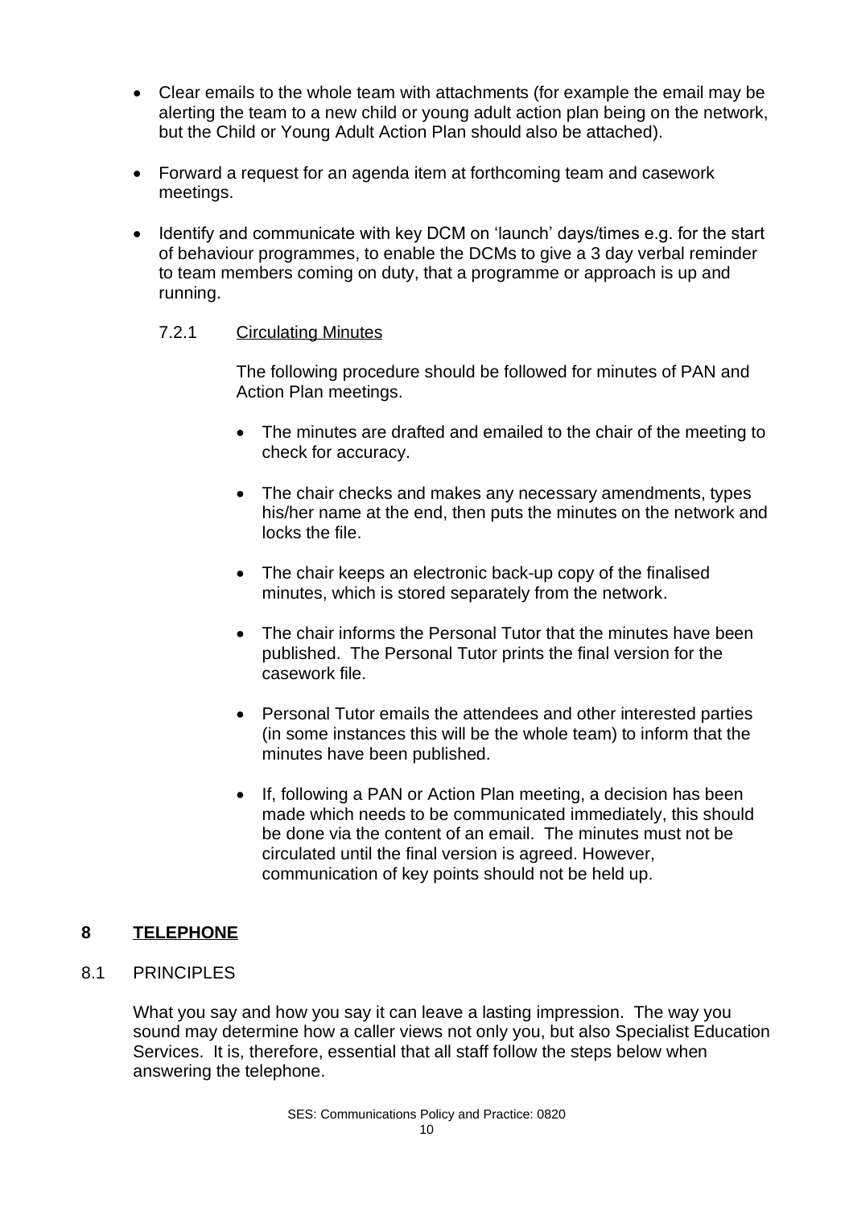- Clear emails to the whole team with attachments (for example the email may be alerting the team to a new child or young adult action plan being on the network, but the Child or Young Adult Action Plan should also be attached).
- Forward a request for an agenda item at forthcoming team and casework meetings.
- Identify and communicate with key DCM on 'launch' days/times e.g. for the start of behaviour programmes, to enable the DCMs to give a 3 day verbal reminder to team members coming on duty, that a programme or approach is up and running.

#### 7.2.1 Circulating Minutes

The following procedure should be followed for minutes of PAN and Action Plan meetings.

- The minutes are drafted and emailed to the chair of the meeting to check for accuracy.
- The chair checks and makes any necessary amendments, types his/her name at the end, then puts the minutes on the network and locks the file.
- The chair keeps an electronic back-up copy of the finalised minutes, which is stored separately from the network.
- The chair informs the Personal Tutor that the minutes have been published. The Personal Tutor prints the final version for the casework file.
- Personal Tutor emails the attendees and other interested parties (in some instances this will be the whole team) to inform that the minutes have been published.
- If, following a PAN or Action Plan meeting, a decision has been made which needs to be communicated immediately, this should be done via the content of an email. The minutes must not be circulated until the final version is agreed. However, communication of key points should not be held up.

## 8 TELEPHONE

### 8.1 PRINCIPLES

What you say and how you say it can leave a lasting impression. The way you sound may determine how a caller views not only you, but also Specialist Education Services. It is, therefore, essential that all staff follow the steps below when answering the telephone.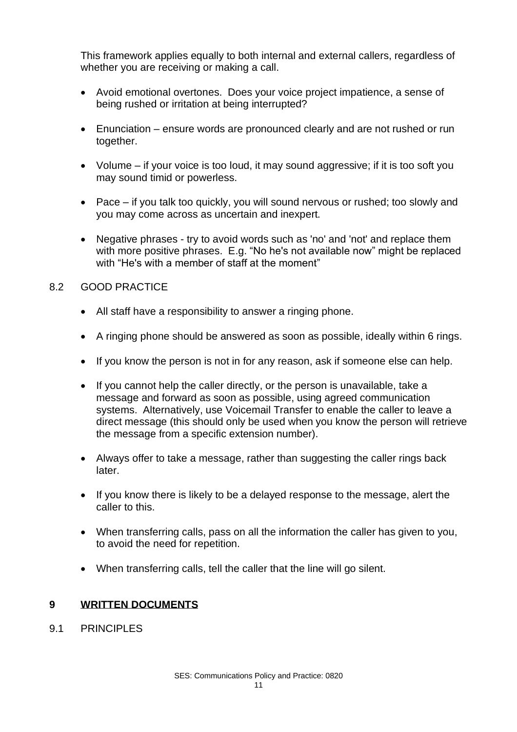This framework applies equally to both internal and external callers, regardless of whether you are receiving or making a call.

- Avoid emotional overtones. Does your voice project impatience, a sense of being rushed or irritation at being interrupted?
- Enunciation – ensure words are pronounced clearly and are not rushed or run together.
- Volume – if your voice is too loud, it may sound aggressive; if it is too soft you may sound timid or powerless.
- Pace – if you talk too quickly, you will sound nervous or rushed; too slowly and you may come across as uncertain and inexpert.
- Negative phrases - try to avoid words such as 'no' and 'not' and replace them with more positive phrases. E.g. “No he's not available now” might be replaced with “He's with a member of staff at the moment”

### 8.2 GOOD PRACTICE

- All staff have a responsibility to answer a ringing phone.
- A ringing phone should be answered as soon as possible, ideally within 6 rings.
- If you know the person is not in for any reason, ask if someone else can help.
- If you cannot help the caller directly, or the person is unavailable, take a message and forward as soon as possible, using agreed communication systems. Alternatively, use Voicemail Transfer to enable the caller to leave a direct message (this should only be used when you know the person will retrieve the message from a specific extension number).
- Always offer to take a message, rather than suggesting the caller rings back later.
- If you know there is likely to be a delayed response to the message, alert the caller to this.
- When transferring calls, pass on all the information the caller has given to you, to avoid the need for repetition.
- When transferring calls, tell the caller that the line will go silent.

## 9 WRITTEN DOCUMENTS

### 9.1 PRINCIPLES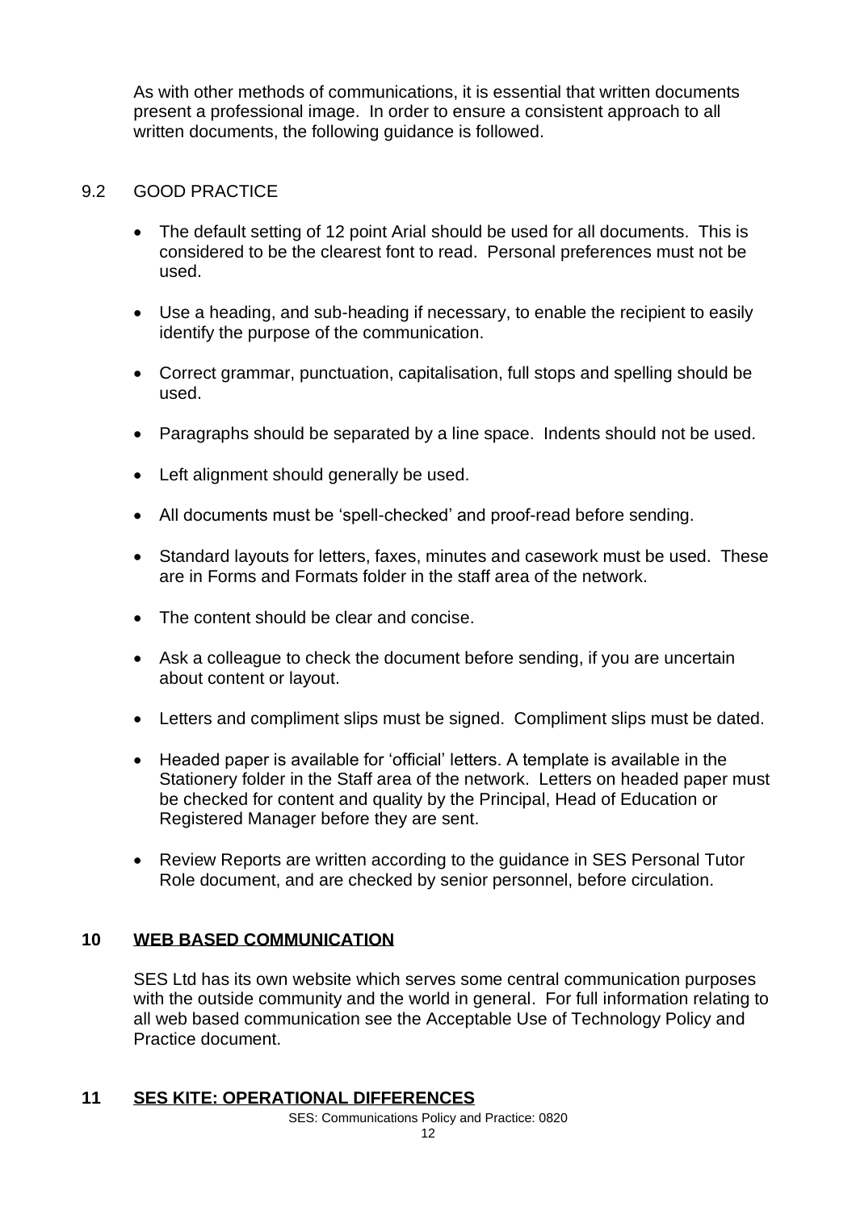As with other methods of communications, it is essential that written documents present a professional image. In order to ensure a consistent approach to all written documents, the following guidance is followed.

### 9.2 GOOD PRACTICE

- The default setting of 12 point Arial should be used for all documents. This is considered to be the clearest font to read. Personal preferences must not be used.
- Use a heading, and sub-heading if necessary, to enable the recipient to easily identify the purpose of the communication.
- Correct grammar, punctuation, capitalisation, full stops and spelling should be used.
- Paragraphs should be separated by a line space. Indents should not be used.
- Left alignment should generally be used.
- All documents must be 'spell-checked' and proof-read before sending.
- Standard layouts for letters, faxes, minutes and casework must be used. These are in Forms and Formats folder in the staff area of the network.
- The content should be clear and concise.
- Ask a colleague to check the document before sending, if you are uncertain about content or layout.
- Letters and compliment slips must be signed. Compliment slips must be dated.
- Headed paper is available for 'official' letters. A template is available in the Stationery folder in the Staff area of the network. Letters on headed paper must be checked for content and quality by the Principal, Head of Education or Registered Manager before they are sent.
- Review Reports are written according to the guidance in SES Personal Tutor Role document, and are checked by senior personnel, before circulation.

## 10 WEB BASED COMMUNICATION

SES Ltd has its own website which serves some central communication purposes with the outside community and the world in general. For full information relating to all web based communication see the Acceptable Use of Technology Policy and Practice document.

## 11 SES KITE: OPERATIONAL DIFFERENCES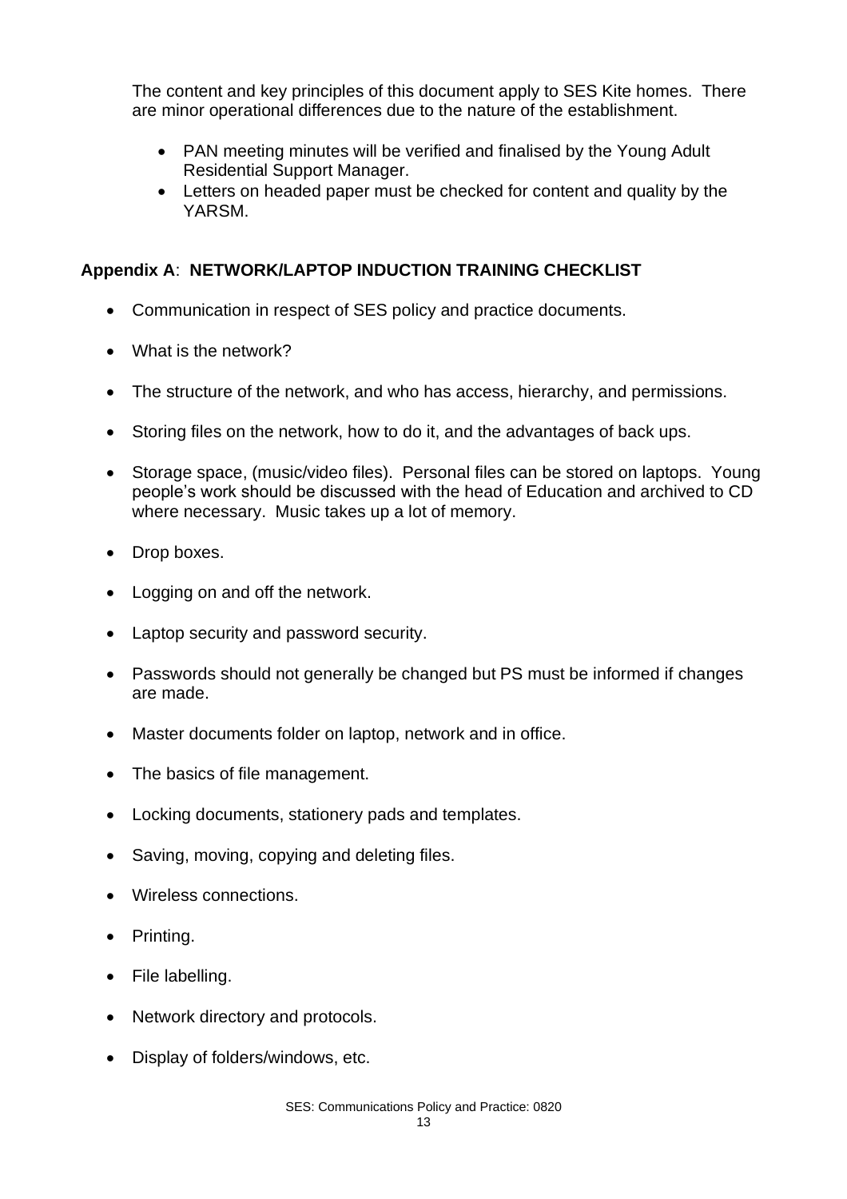The content and key principles of this document apply to SES Kite homes. There are minor operational differences due to the nature of the establishment.

- PAN meeting minutes will be verified and finalised by the Young Adult Residential Support Manager.
- Letters on headed paper must be checked for content and quality by the YARSM.

## Appendix A: NETWORK/LAPTOP INDUCTION TRAINING CHECKLIST

- Communication in respect of SES policy and practice documents.
- What is the network?
- The structure of the network, and who has access, hierarchy, and permissions.
- Storing files on the network, how to do it, and the advantages of back ups.
- Storage space, (music/video files). Personal files can be stored on laptops. Young people's work should be discussed with the head of Education and archived to CD where necessary. Music takes up a lot of memory.
- Drop boxes.
- Logging on and off the network.
- Laptop security and password security.
- Passwords should not generally be changed but PS must be informed if changes are made.
- Master documents folder on laptop, network and in office.
- The basics of file management.
- Locking documents, stationery pads and templates.
- Saving, moving, copying and deleting files.
- Wireless connections.
- Printing.
- File labelling.
- Network directory and protocols.
- Display of folders/windows, etc.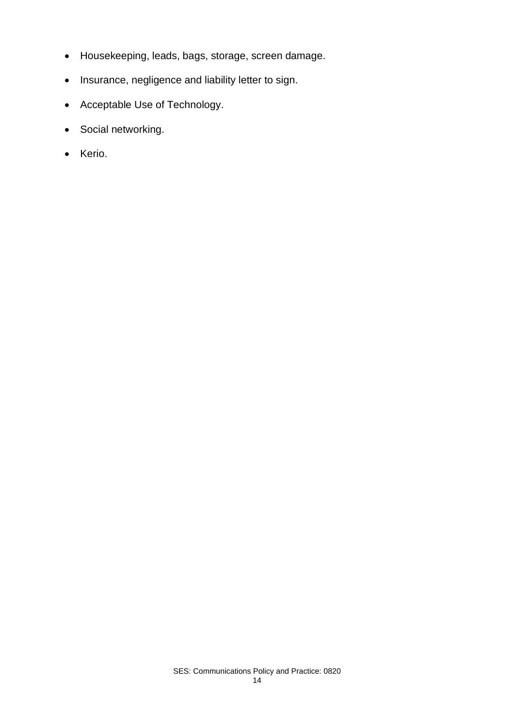- Housekeeping, leads, bags, storage, screen damage.
- Insurance, negligence and liability letter to sign.
- Acceptable Use of Technology.
- Social networking.
- Kerio.